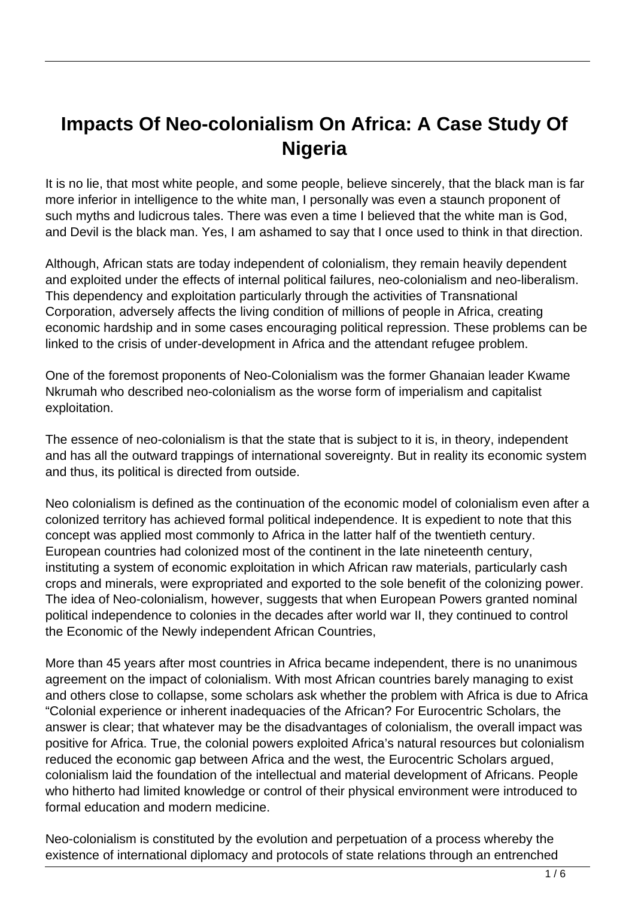# Impacts Of Neo-colonialism On Africa: A Case Study Of Nigeria

It is no lie, that most white people, and some people, believe sincerely, that the black man is far more inferior in intelligence to the white man, I personally was even a staunch proponent of such myths and ludicrous tales. There was even a time I believed that the white man is God, and Devil is the black man. Yes, I am ashamed to say that I once used to think in that direction.

Although, African stats are today independent of colonialism, they remain heavily dependent and exploited under the effects of internal political failures, neo-colonialism and neo-liberalism. This dependency and exploitation particularly through the activities of Transnational Corporation, adversely affects the living condition of millions of people in Africa, creating economic hardship and in some cases encouraging political repression. These problems can be linked to the crisis of under-development in Africa and the attendant refugee problem.

One of the foremost proponents of Neo-Colonialism was the former Ghanaian leader Kwame Nkrumah who described neo-colonialism as the worse form of imperialism and capitalist exploitation.

The essence of neo-colonialism is that the state that is subject to it is, in theory, independent and has all the outward trappings of international sovereignty. But in reality its economic system and thus, its political is directed from outside.

Neo colonialism is defined as the continuation of the economic model of colonialism even after a colonized territory has achieved formal political independence. It is expedient to note that this concept was applied most commonly to Africa in the latter half of the twentieth century. European countries had colonized most of the continent in the late nineteenth century, instituting a system of economic exploitation in which African raw materials, particularly cash crops and minerals, were expropriated and exported to the sole benefit of the colonizing power. The idea of Neo-colonialism, however, suggests that when European Powers granted nominal political independence to colonies in the decades after world war II, they continued to control the Economic of the Newly independent African Countries,

More than 45 years after most countries in Africa became independent, there is no unanimous agreement on the impact of colonialism. With most African countries barely managing to exist and others close to collapse, some scholars ask whether the problem with Africa is due to Africa "Colonial experience or inherent inadequacies of the African? For Eurocentric Scholars, the answer is clear; that whatever may be the disadvantages of colonialism, the overall impact was positive for Africa. True, the colonial powers exploited Africa's natural resources but colonialism reduced the economic gap between Africa and the west, the Eurocentric Scholars argued, colonialism laid the foundation of the intellectual and material development of Africans. People who hitherto had limited knowledge or control of their physical environment were introduced to formal education and modern medicine.

Neo-colonialism is constituted by the evolution and perpetuation of a process whereby the existence of international diplomacy and protocols of state relations through an entrenched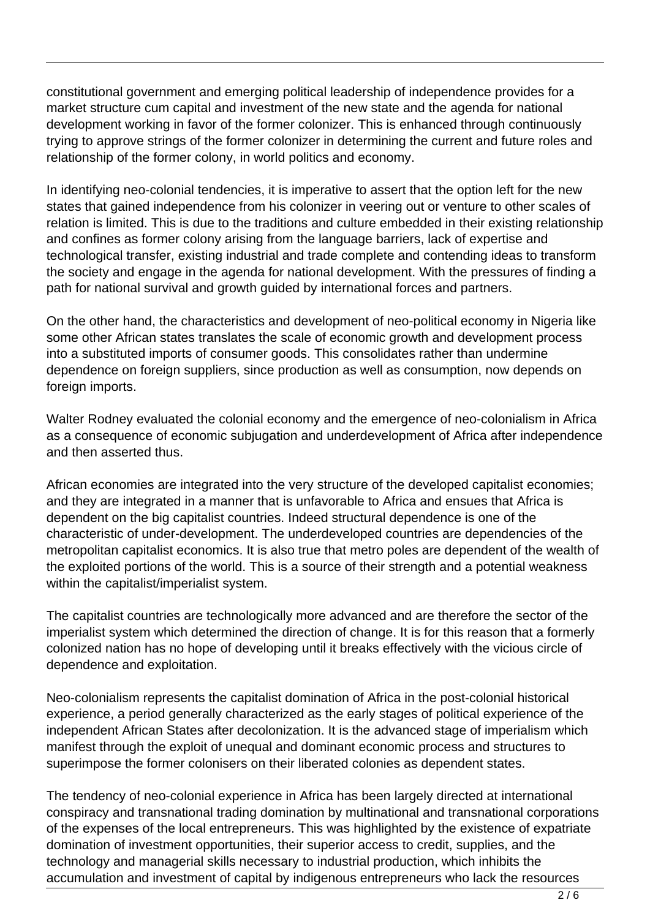constitutional government and emerging political leadership of independence provides for a market structure cum capital and investment of the new state and the agenda for national development working in favor of the former colonizer. This is enhanced through continuously trying to approve strings of the former colonizer in determining the current and future roles and relationship of the former colony, in world politics and economy.

In identifying neo-colonial tendencies, it is imperative to assert that the option left for the new states that gained independence from his colonizer in veering out or venture to other scales of relation is limited. This is due to the traditions and culture embedded in their existing relationship and confines as former colony arising from the language barriers, lack of expertise and technological transfer, existing industrial and trade complete and contending ideas to transform the society and engage in the agenda for national development. With the pressures of finding a path for national survival and growth guided by international forces and partners.

On the other hand, the characteristics and development of neo-political economy in Nigeria like some other African states translates the scale of economic growth and development process into a substituted imports of consumer goods. This consolidates rather than undermine dependence on foreign suppliers, since production as well as consumption, now depends on foreign imports.

Walter Rodney evaluated the colonial economy and the emergence of neo-colonialism in Africa as a consequence of economic subjugation and underdevelopment of Africa after independence and then asserted thus.

African economies are integrated into the very structure of the developed capitalist economies; and they are integrated in a manner that is unfavorable to Africa and ensues that Africa is dependent on the big capitalist countries. Indeed structural dependence is one of the characteristic of under-development. The underdeveloped countries are dependencies of the metropolitan capitalist economics. It is also true that metro poles are dependent of the wealth of the exploited portions of the world. This is a source of their strength and a potential weakness within the capitalist/imperialist system.

The capitalist countries are technologically more advanced and are therefore the sector of the imperialist system which determined the direction of change. It is for this reason that a formerly colonized nation has no hope of developing until it breaks effectively with the vicious circle of dependence and exploitation.

Neo-colonialism represents the capitalist domination of Africa in the post-colonial historical experience, a period generally characterized as the early stages of political experience of the independent African States after decolonization. It is the advanced stage of imperialism which manifest through the exploit of unequal and dominant economic process and structures to superimpose the former colonisers on their liberated colonies as dependent states.

The tendency of neo-colonial experience in Africa has been largely directed at international conspiracy and transnational trading domination by multinational and transnational corporations of the expenses of the local entrepreneurs. This was highlighted by the existence of expatriate domination of investment opportunities, their superior access to credit, supplies, and the technology and managerial skills necessary to industrial production, which inhibits the accumulation and investment of capital by indigenous entrepreneurs who lack the resources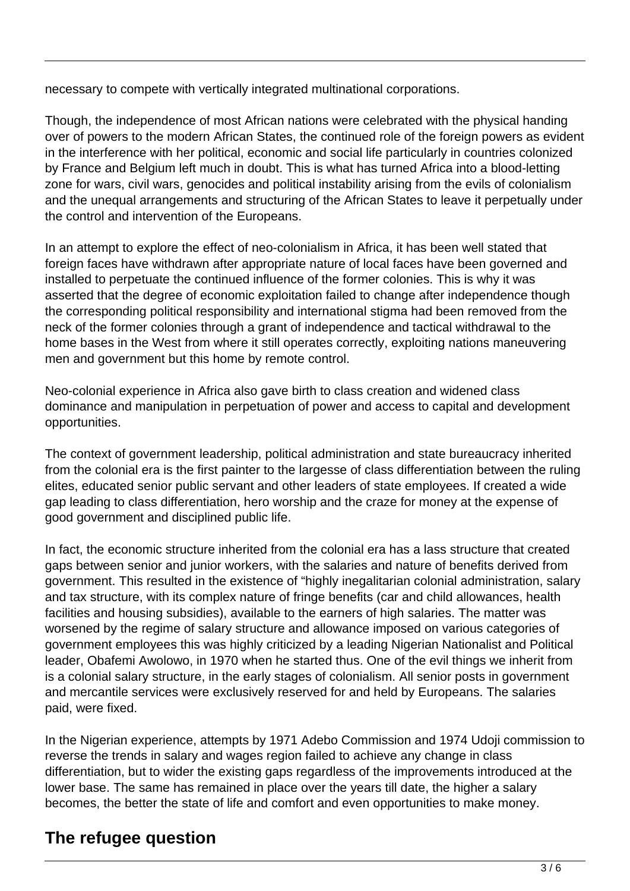necessary to compete with vertically integrated multinational corporations.

Though, the independence of most African nations were celebrated with the physical handing over of powers to the modern African States, the continued role of the foreign powers as evident in the interference with her political, economic and social life particularly in countries colonized by France and Belgium left much in doubt. This is what has turned Africa into a blood-letting zone for wars, civil wars, genocides and political instability arising from the evils of colonialism and the unequal arrangements and structuring of the African States to leave it perpetually under the control and intervention of the Europeans.

In an attempt to explore the effect of neo-colonialism in Africa, it has been well stated that foreign faces have withdrawn after appropriate nature of local faces have been governed and installed to perpetuate the continued influence of the former colonies. This is why it was asserted that the degree of economic exploitation failed to change after independence though the corresponding political responsibility and international stigma had been removed from the neck of the former colonies through a grant of independence and tactical withdrawal to the home bases in the West from where it still operates correctly, exploiting nations maneuvering men and government but this home by remote control.

Neo-colonial experience in Africa also gave birth to class creation and widened class dominance and manipulation in perpetuation of power and access to capital and development opportunities.

The context of government leadership, political administration and state bureaucracy inherited from the colonial era is the first painter to the largesse of class differentiation between the ruling elites, educated senior public servant and other leaders of state employees. If created a wide gap leading to class differentiation, hero worship and the craze for money at the expense of good government and disciplined public life.

In fact, the economic structure inherited from the colonial era has a lass structure that created gaps between senior and junior workers, with the salaries and nature of benefits derived from government. This resulted in the existence of "highly inegalitarian colonial administration, salary and tax structure, with its complex nature of fringe benefits (car and child allowances, health facilities and housing subsidies), available to the earners of high salaries. The matter was worsened by the regime of salary structure and allowance imposed on various categories of government employees this was highly criticized by a leading Nigerian Nationalist and Political leader, Obafemi Awolowo, in 1970 when he started thus. One of the evil things we inherit from is a colonial salary structure, in the early stages of colonialism. All senior posts in government and mercantile services were exclusively reserved for and held by Europeans. The salaries paid, were fixed.

In the Nigerian experience, attempts by 1971 Adebo Commission and 1974 Udoji commission to reverse the trends in salary and wages region failed to achieve any change in class differentiation, but to wider the existing gaps regardless of the improvements introduced at the lower base. The same has remained in place over the years till date, the higher a salary becomes, the better the state of life and comfort and even opportunities to make money.

## The refugee question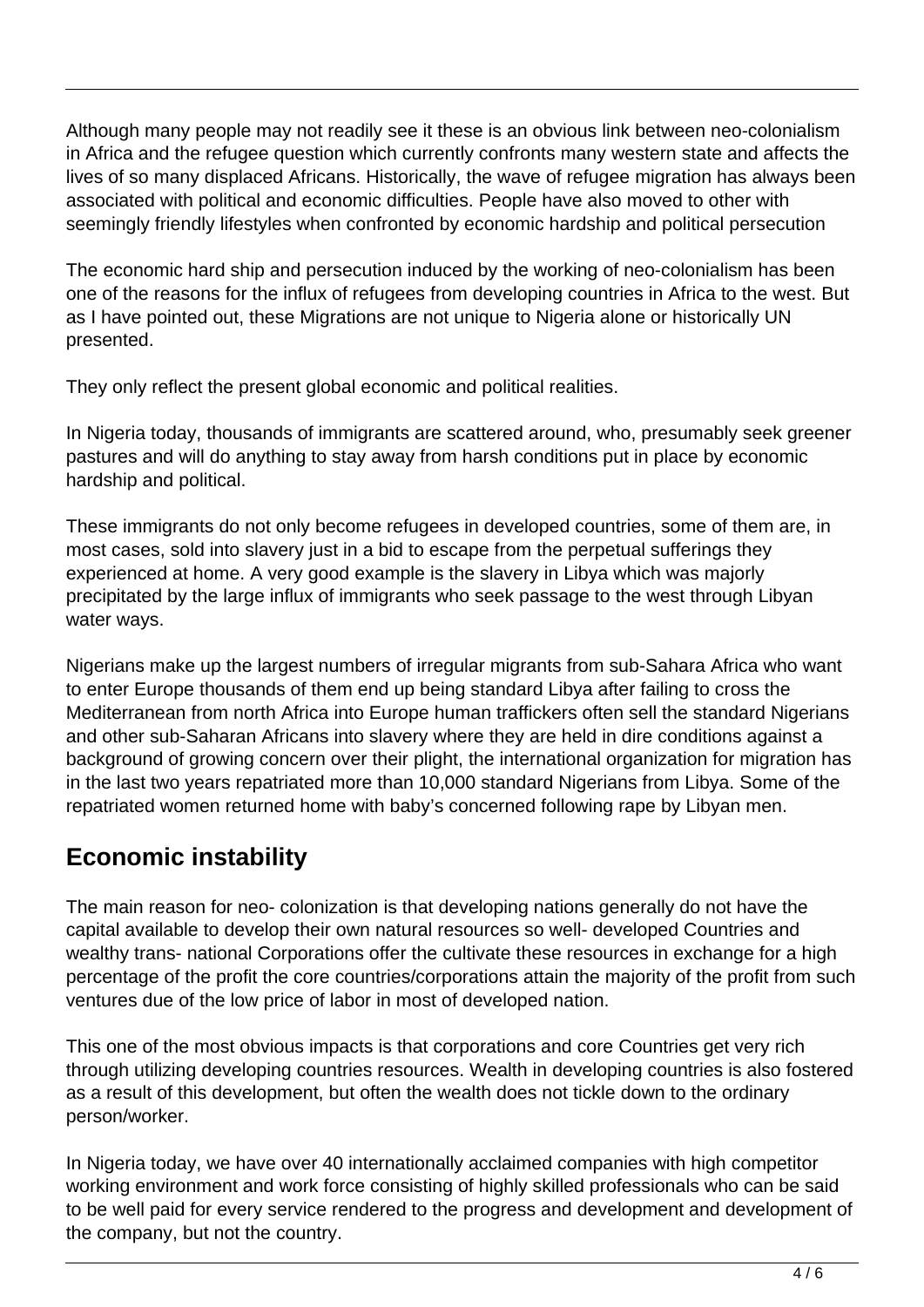Although many people may not readily see it these is an obvious link between neo-colonialism in Africa and the refugee question which currently confronts many western state and affects the lives of so many displaced Africans. Historically, the wave of refugee migration has always been associated with political and economic difficulties. People have also moved to other with seemingly friendly lifestyles when confronted by economic hardship and political persecution

The economic hard ship and persecution induced by the working of neo-colonialism has been one of the reasons for the influx of refugees from developing countries in Africa to the west. But as I have pointed out, these Migrations are not unique to Nigeria alone or historically UN presented.

They only reflect the present global economic and political realities.

In Nigeria today, thousands of immigrants are scattered around, who, presumably seek greener pastures and will do anything to stay away from harsh conditions put in place by economic hardship and political.

These immigrants do not only become refugees in developed countries, some of them are, in most cases, sold into slavery just in a bid to escape from the perpetual sufferings they experienced at home. A very good example is the slavery in Libya which was majorly precipitated by the large influx of immigrants who seek passage to the west through Libyan water ways.

Nigerians make up the largest numbers of irregular migrants from sub-Sahara Africa who want to enter Europe thousands of them end up being standard Libya after failing to cross the Mediterranean from north Africa into Europe human traffickers often sell the standard Nigerians and other sub-Saharan Africans into slavery where they are held in dire conditions against a background of growing concern over their plight, the international organization for migration has in the last two years repatriated more than 10,000 standard Nigerians from Libya. Some of the repatriated women returned home with baby's concerned following rape by Libyan men.

## Economic instability

The main reason for neo- colonization is that developing nations generally do not have the capital available to develop their own natural resources so well- developed Countries and wealthy trans- national Corporations offer the cultivate these resources in exchange for a high percentage of the profit the core countries/corporations attain the majority of the profit from such ventures due of the low price of labor in most of developed nation.

This one of the most obvious impacts is that corporations and core Countries get very rich through utilizing developing countries resources. Wealth in developing countries is also fostered as a result of this development, but often the wealth does not tickle down to the ordinary person/worker.

In Nigeria today, we have over 40 internationally acclaimed companies with high competitor working environment and work force consisting of highly skilled professionals who can be said to be well paid for every service rendered to the progress and development and development of the company, but not the country.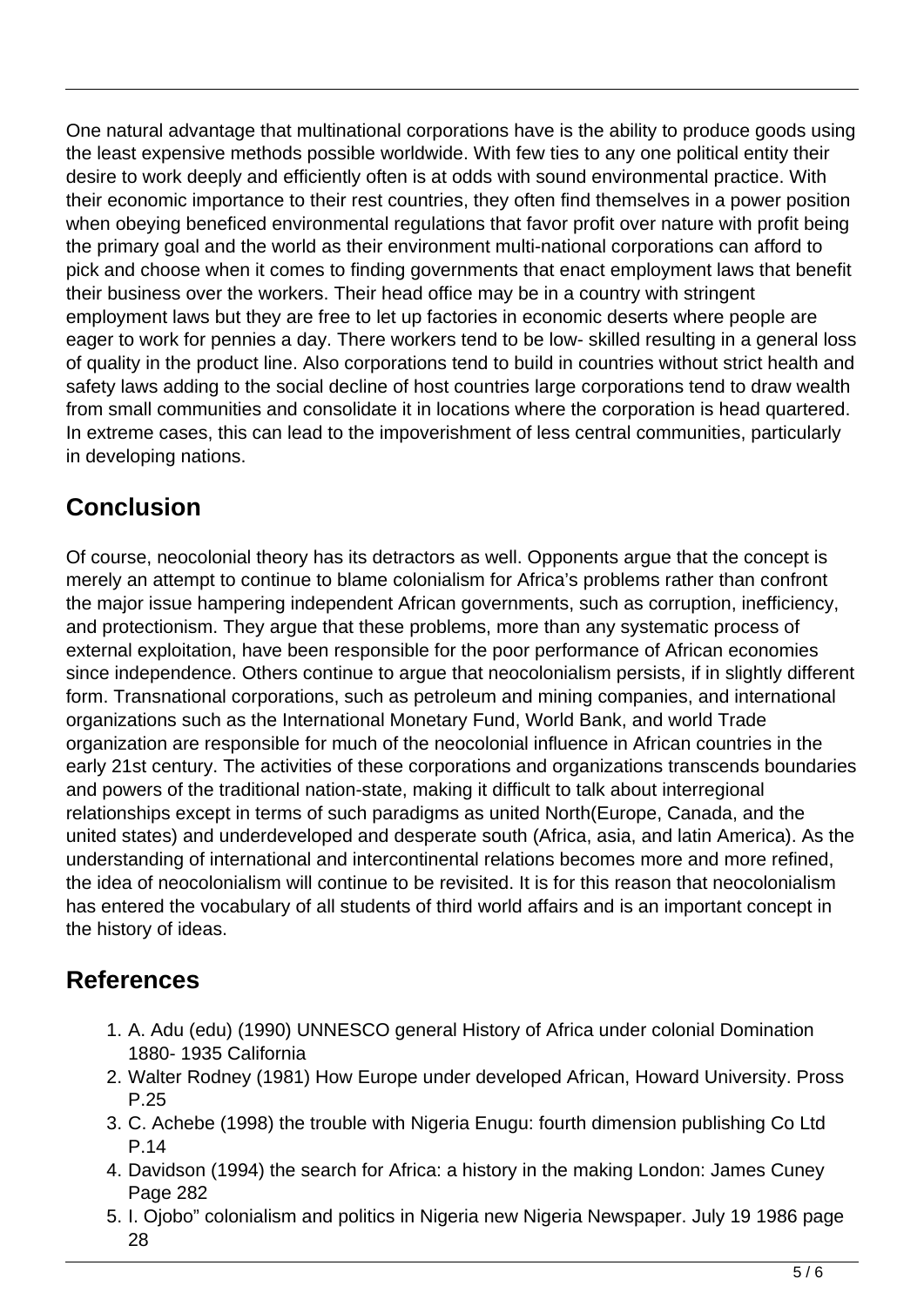One natural advantage that multinational corporations have is the ability to produce goods using the least expensive methods possible worldwide. With few ties to any one political entity their desire to work deeply and efficiently often is at odds with sound environmental practice. With their economic importance to their rest countries, they often find themselves in a power position when obeying beneficed environmental regulations that favor profit over nature with profit being the primary goal and the world as their environment multi-national corporations can afford to pick and choose when it comes to finding governments that enact employment laws that benefit their business over the workers. Their head office may be in a country with stringent employment laws but they are free to let up factories in economic deserts where people are eager to work for pennies a day. There workers tend to be low- skilled resulting in a general loss of quality in the product line. Also corporations tend to build in countries without strict health and safety laws adding to the social decline of host countries large corporations tend to draw wealth from small communities and consolidate it in locations where the corporation is head quartered. In extreme cases, this can lead to the impoverishment of less central communities, particularly in developing nations.

## Conclusion

Of course, neocolonial theory has its detractors as well. Opponents argue that the concept is merely an attempt to continue to blame colonialism for Africa's problems rather than confront the major issue hampering independent African governments, such as corruption, inefficiency, and protectionism. They argue that these problems, more than any systematic process of external exploitation, have been responsible for the poor performance of African economies since independence. Others continue to argue that neocolonialism persists, if in slightly different form. Transnational corporations, such as petroleum and mining companies, and international organizations such as the International Monetary Fund, World Bank, and world Trade organization are responsible for much of the neocolonial influence in African countries in the early 21st century. The activities of these corporations and organizations transcends boundaries and powers of the traditional nation-state, making it difficult to talk about interregional relationships except in terms of such paradigms as united North(Europe, Canada, and the united states) and underdeveloped and desperate south (Africa, asia, and latin America). As the understanding of international and intercontinental relations becomes more and more refined, the idea of neocolonialism will continue to be revisited. It is for this reason that neocolonialism has entered the vocabulary of all students of third world affairs and is an important concept in the history of ideas.

## References

1. A. Adu (edu) (1990) UNNESCO general History of Africa under colonial Domination 1880- 1935 California
2. Walter Rodney (1981) How Europe under developed African, Howard University. Pross P.25
3. C. Achebe (1998) the trouble with Nigeria Enugu: fourth dimension publishing Co Ltd P.14
4. Davidson (1994) the search for Africa: a history in the making London: James Cuney Page 282
5. I. Ojobo" colonialism and politics in Nigeria new Nigeria Newspaper. July 19 1986 page 28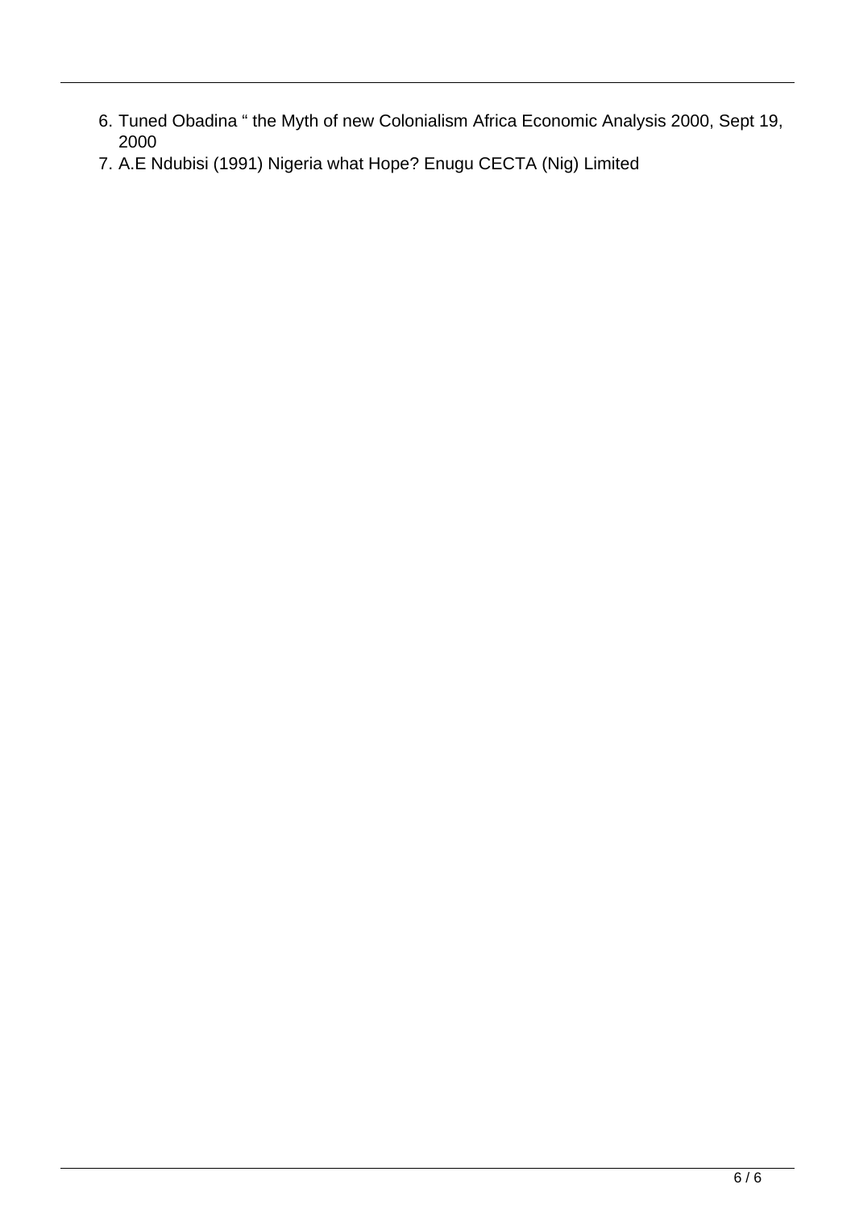6. Tuned Obadina " the Myth of new Colonialism Africa Economic Analysis 2000, Sept 19, 2000
7. A.E Ndubisi (1991) Nigeria what Hope? Enugu CECTA (Nig) Limited